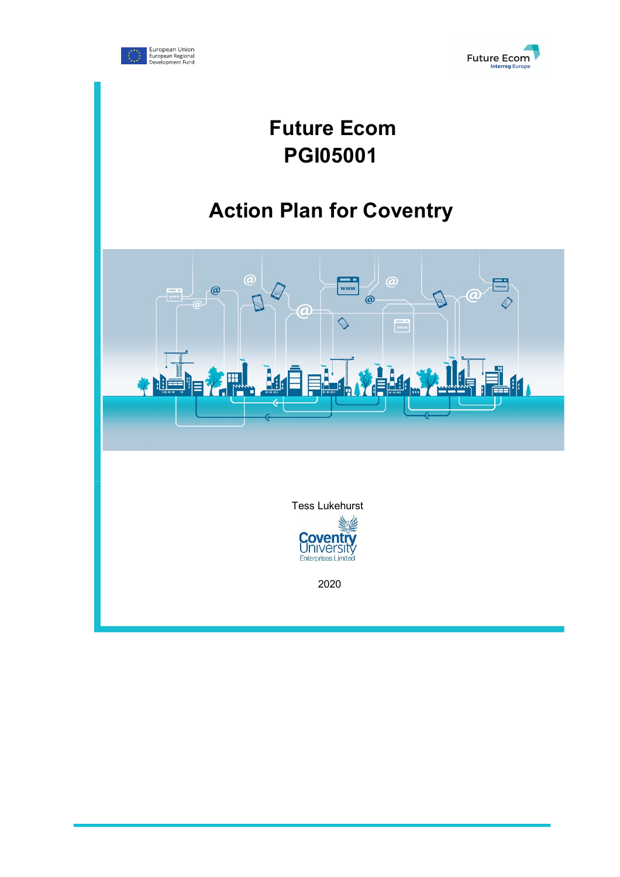European Union
European Regional
Development Fund

Future Ecom
Interreg Europe

# Future Ecom
# PGI05001

## Action Plan for Coventry

Tess Lukehurst

Coventry University
Enterprises Limited

2020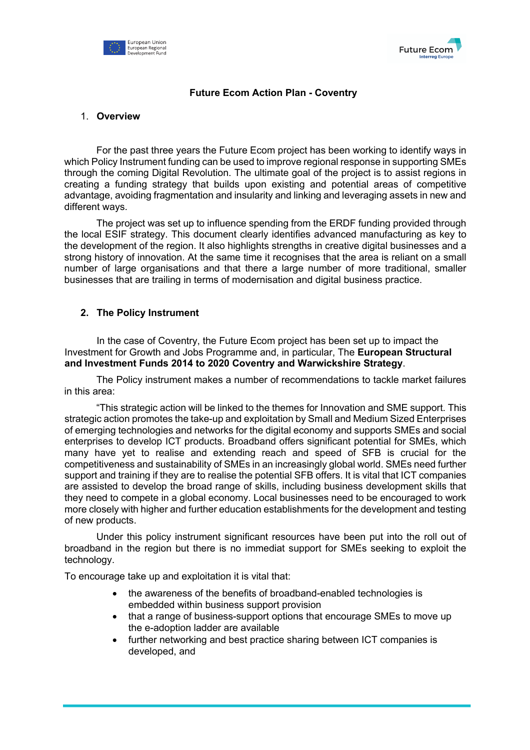**Future Ecom Action Plan - Coventry**

## 1. Overview

For the past three years the Future Ecom project has been working to identify ways in which Policy Instrument funding can be used to improve regional response in supporting SMEs through the coming Digital Revolution. The ultimate goal of the project is to assist regions in creating a funding strategy that builds upon existing and potential areas of competitive advantage, avoiding fragmentation and insularity and linking and leveraging assets in new and different ways.

The project was set up to influence spending from the ERDF funding provided through the local ESIF strategy. This document clearly identifies advanced manufacturing as key to the development of the region. It also highlights strengths in creative digital businesses and a strong history of innovation. At the same time it recognises that the area is reliant on a small number of large organisations and that there a large number of more traditional, smaller businesses that are trailing in terms of modernisation and digital business practice.

## 2. The Policy Instrument

In the case of Coventry, the Future Ecom project has been set up to impact the Investment for Growth and Jobs Programme and, in particular, The **European Structural and Investment Funds 2014 to 2020 Coventry and Warwickshire Strategy**.

The Policy instrument makes a number of recommendations to tackle market failures in this area:

"This strategic action will be linked to the themes for Innovation and SME support. This strategic action promotes the take-up and exploitation by Small and Medium Sized Enterprises of emerging technologies and networks for the digital economy and supports SMEs and social enterprises to develop ICT products. Broadband offers significant potential for SMEs, which many have yet to realise and extending reach and speed of SFB is crucial for the competitiveness and sustainability of SMEs in an increasingly global world. SMEs need further support and training if they are to realise the potential SFB offers. It is vital that ICT companies are assisted to develop the broad range of skills, including business development skills that they need to compete in a global economy. Local businesses need to be encouraged to work more closely with higher and further education establishments for the development and testing of new products.

Under this policy instrument significant resources have been put into the roll out of broadband in the region but there is no immediat support for SMEs seeking to exploit the technology.

To encourage take up and exploitation it is vital that:

- the awareness of the benefits of broadband-enabled technologies is embedded within business support provision
- that a range of business-support options that encourage SMEs to move up the e-adoption ladder are available
- further networking and best practice sharing between ICT companies is developed, and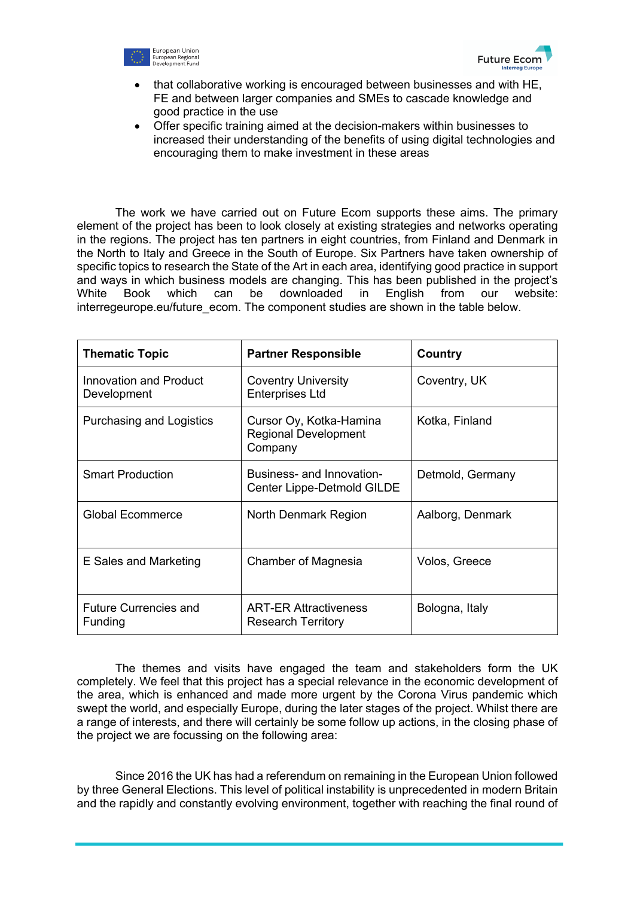- that collaborative working is encouraged between businesses and with HE, FE and between larger companies and SMEs to cascade knowledge and good practice in the use
- Offer specific training aimed at the decision-makers within businesses to increased their understanding of the benefits of using digital technologies and encouraging them to make investment in these areas

The work we have carried out on Future Ecom supports these aims. The primary element of the project has been to look closely at existing strategies and networks operating in the regions. The project has ten partners in eight countries, from Finland and Denmark in the North to Italy and Greece in the South of Europe. Six Partners have taken ownership of specific topics to research the State of the Art in each area, identifying good practice in support and ways in which business models are changing. This has been published in the project's White Book which can be downloaded in English from our website: interregeurope.eu/future_ecom. The component studies are shown in the table below.

| Thematic Topic | Partner Responsible | Country |
|---|---|---|
| Innovation and Product Development | Coventry University Enterprises Ltd | Coventry, UK |
| Purchasing and Logistics | Cursor Oy, Kotka-Hamina Regional Development Company | Kotka, Finland |
| Smart Production | Business- and Innovation-Center Lippe-Detmold GILDE | Detmold, Germany |
| Global Ecommerce | North Denmark Region | Aalborg, Denmark |
| E Sales and Marketing | Chamber of Magnesia | Volos, Greece |
| Future Currencies and Funding | ART-ER Attractiveness Research Territory | Bologna, Italy |

The themes and visits have engaged the team and stakeholders form the UK completely. We feel that this project has a special relevance in the economic development of the area, which is enhanced and made more urgent by the Corona Virus pandemic which swept the world, and especially Europe, during the later stages of the project. Whilst there are a range of interests, and there will certainly be some follow up actions, in the closing phase of the project we are focussing on the following area:

Since 2016 the UK has had a referendum on remaining in the European Union followed by three General Elections. This level of political instability is unprecedented in modern Britain and the rapidly and constantly evolving environment, together with reaching the final round of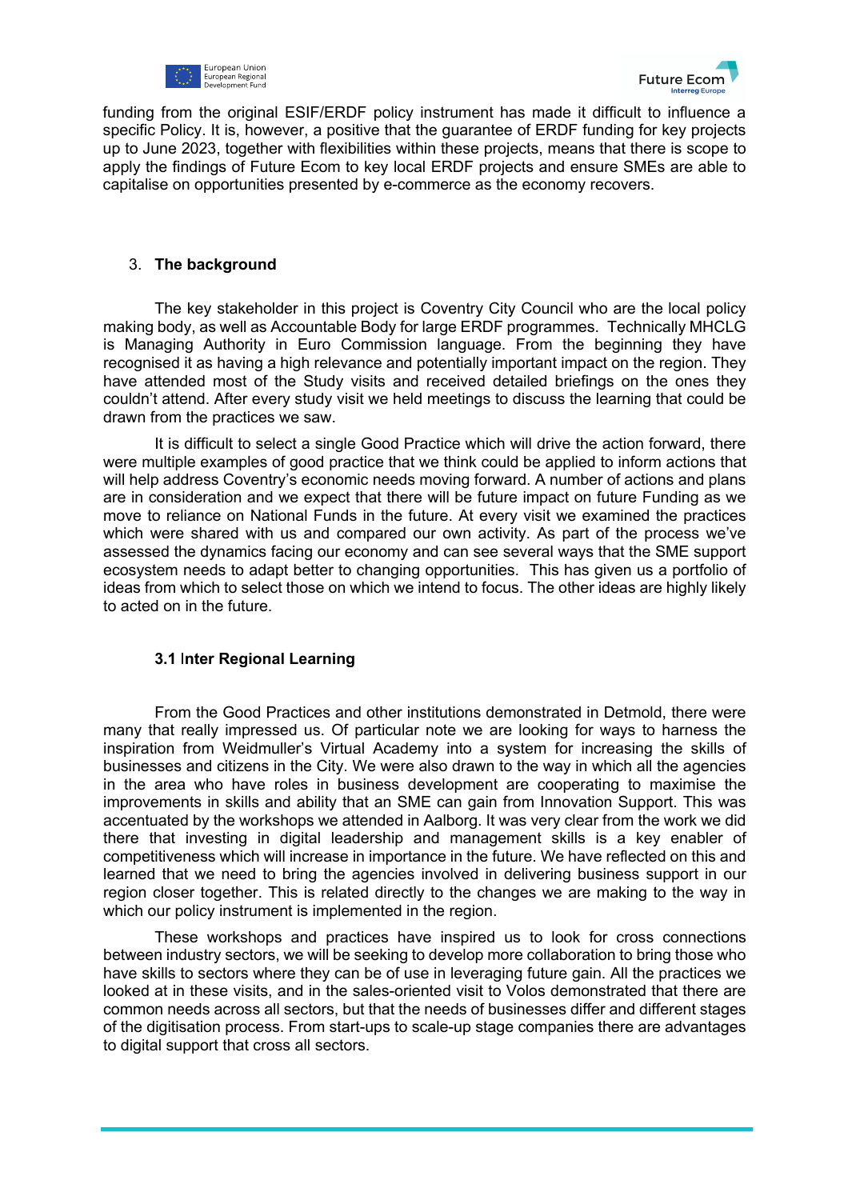funding from the original ESIF/ERDF policy instrument has made it difficult to influence a specific Policy. It is, however, a positive that the guarantee of ERDF funding for key projects up to June 2023, together with flexibilities within these projects, means that there is scope to apply the findings of Future Ecom to key local ERDF projects and ensure SMEs are able to capitalise on opportunities presented by e-commerce as the economy recovers.

## 3. **The background**

The key stakeholder in this project is Coventry City Council who are the local policy making body, as well as Accountable Body for large ERDF programmes. Technically MHCLG is Managing Authority in Euro Commission language. From the beginning they have recognised it as having a high relevance and potentially important impact on the region. They have attended most of the Study visits and received detailed briefings on the ones they couldn't attend. After every study visit we held meetings to discuss the learning that could be drawn from the practices we saw.

It is difficult to select a single Good Practice which will drive the action forward, there were multiple examples of good practice that we think could be applied to inform actions that will help address Coventry's economic needs moving forward. A number of actions and plans are in consideration and we expect that there will be future impact on future Funding as we move to reliance on National Funds in the future. At every visit we examined the practices which were shared with us and compared our own activity. As part of the process we've assessed the dynamics facing our economy and can see several ways that the SME support ecosystem needs to adapt better to changing opportunities. This has given us a portfolio of ideas from which to select those on which we intend to focus. The other ideas are highly likely to acted on in the future.

### **3.1 Inter Regional Learning**

From the Good Practices and other institutions demonstrated in Detmold, there were many that really impressed us. Of particular note we are looking for ways to harness the inspiration from Weidmuller's Virtual Academy into a system for increasing the skills of businesses and citizens in the City. We were also drawn to the way in which all the agencies in the area who have roles in business development are cooperating to maximise the improvements in skills and ability that an SME can gain from Innovation Support. This was accentuated by the workshops we attended in Aalborg. It was very clear from the work we did there that investing in digital leadership and management skills is a key enabler of competitiveness which will increase in importance in the future. We have reflected on this and learned that we need to bring the agencies involved in delivering business support in our region closer together. This is related directly to the changes we are making to the way in which our policy instrument is implemented in the region.

These workshops and practices have inspired us to look for cross connections between industry sectors, we will be seeking to develop more collaboration to bring those who have skills to sectors where they can be of use in leveraging future gain. All the practices we looked at in these visits, and in the sales-oriented visit to Volos demonstrated that there are common needs across all sectors, but that the needs of businesses differ and different stages of the digitisation process. From start-ups to scale-up stage companies there are advantages to digital support that cross all sectors.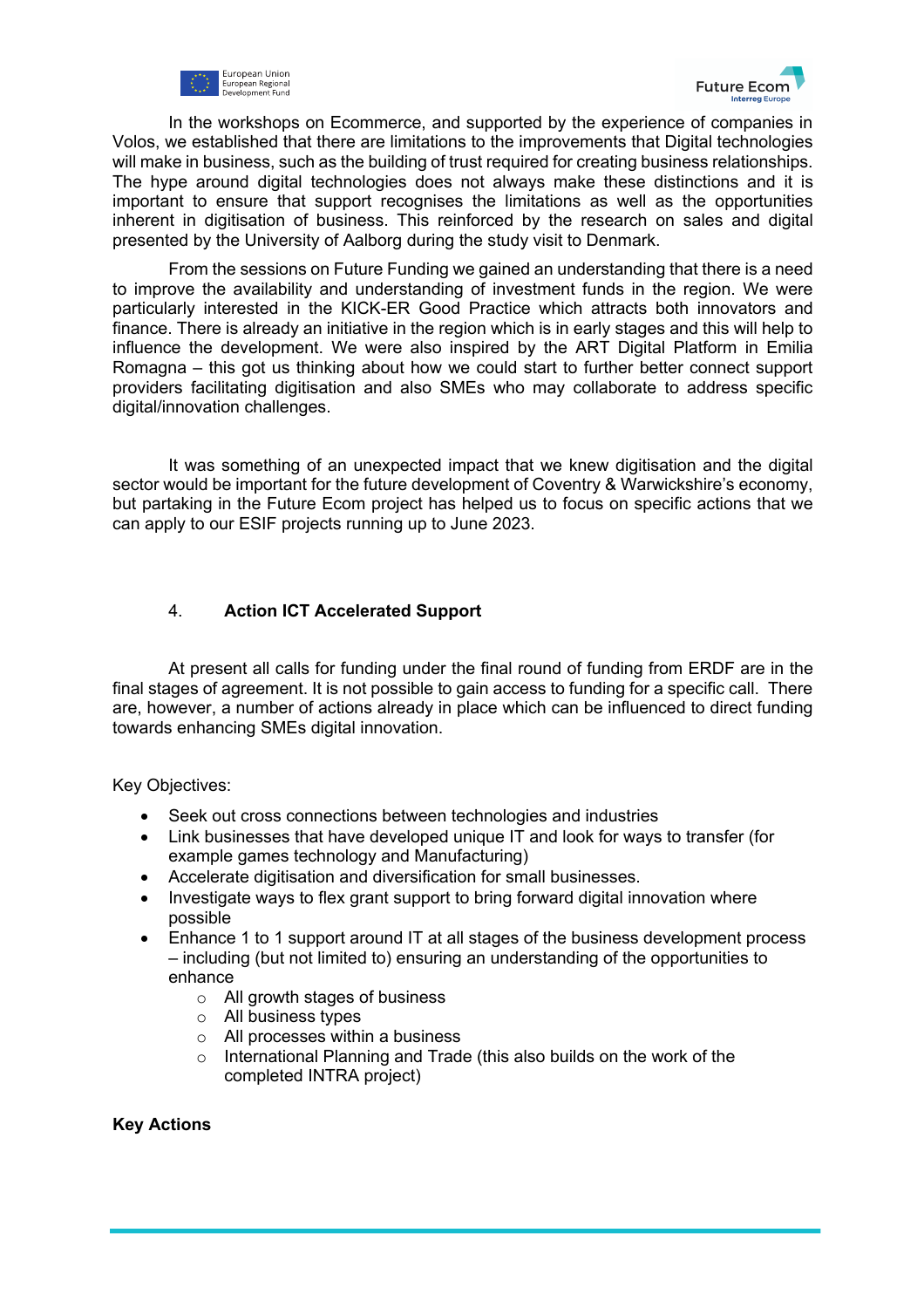In the workshops on Ecommerce, and supported by the experience of companies in Volos, we established that there are limitations to the improvements that Digital technologies will make in business, such as the building of trust required for creating business relationships. The hype around digital technologies does not always make these distinctions and it is important to ensure that support recognises the limitations as well as the opportunities inherent in digitisation of business. This reinforced by the research on sales and digital presented by the University of Aalborg during the study visit to Denmark.

From the sessions on Future Funding we gained an understanding that there is a need to improve the availability and understanding of investment funds in the region. We were particularly interested in the KICK-ER Good Practice which attracts both innovators and finance. There is already an initiative in the region which is in early stages and this will help to influence the development. We were also inspired by the ART Digital Platform in Emilia Romagna – this got us thinking about how we could start to further better connect support providers facilitating digitisation and also SMEs who may collaborate to address specific digital/innovation challenges.

It was something of an unexpected impact that we knew digitisation and the digital sector would be important for the future development of Coventry & Warwickshire's economy, but partaking in the Future Ecom project has helped us to focus on specific actions that we can apply to our ESIF projects running up to June 2023.

## 4. Action ICT Accelerated Support

At present all calls for funding under the final round of funding from ERDF are in the final stages of agreement. It is not possible to gain access to funding for a specific call. There are, however, a number of actions already in place which can be influenced to direct funding towards enhancing SMEs digital innovation.

Key Objectives:

- Seek out cross connections between technologies and industries
- Link businesses that have developed unique IT and look for ways to transfer (for example games technology and Manufacturing)
- Accelerate digitisation and diversification for small businesses.
- Investigate ways to flex grant support to bring forward digital innovation where possible
- Enhance 1 to 1 support around IT at all stages of the business development process – including (but not limited to) ensuring an understanding of the opportunities to enhance
    - All growth stages of business
    - All business types
    - All processes within a business
    - International Planning and Trade (this also builds on the work of the completed INTRA project)

**Key Actions**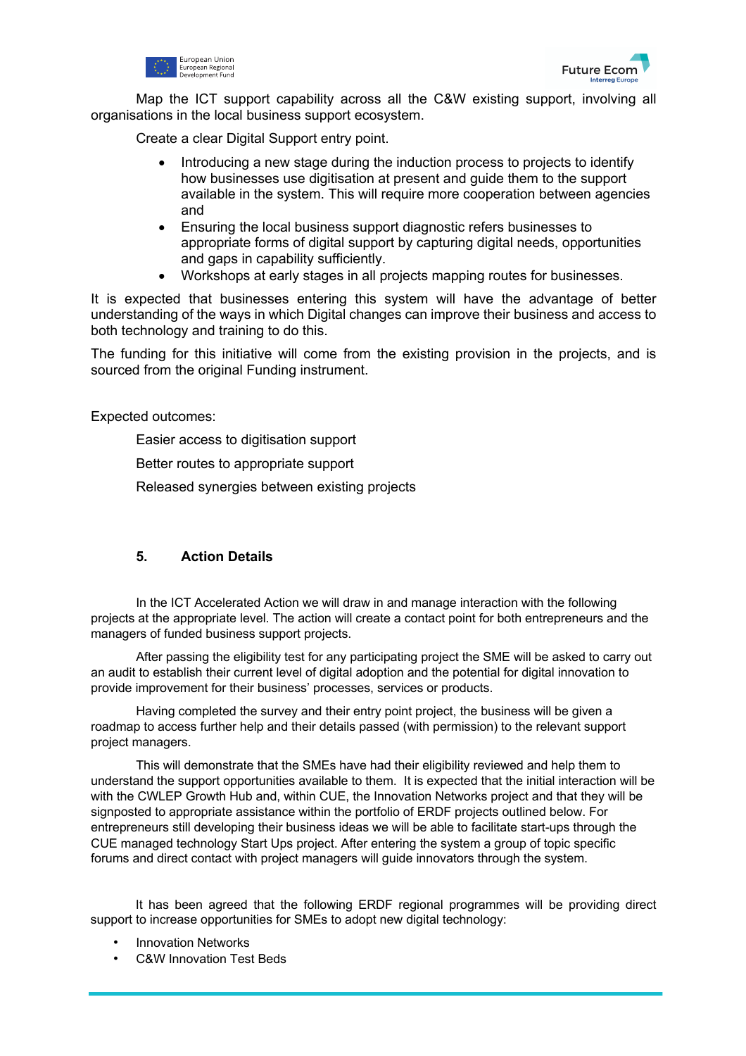Map the ICT support capability across all the C&W existing support, involving all organisations in the local business support ecosystem.

Create a clear Digital Support entry point.

- Introducing a new stage during the induction process to projects to identify how businesses use digitisation at present and guide them to the support available in the system. This will require more cooperation between agencies and
- Ensuring the local business support diagnostic refers businesses to appropriate forms of digital support by capturing digital needs, opportunities and gaps in capability sufficiently.
- Workshops at early stages in all projects mapping routes for businesses.

It is expected that businesses entering this system will have the advantage of better understanding of the ways in which Digital changes can improve their business and access to both technology and training to do this.

The funding for this initiative will come from the existing provision in the projects, and is sourced from the original Funding instrument.

Expected outcomes:

Easier access to digitisation support

Better routes to appropriate support

Released synergies between existing projects

## 5. Action Details

In the ICT Accelerated Action we will draw in and manage interaction with the following projects at the appropriate level. The action will create a contact point for both entrepreneurs and the managers of funded business support projects.

After passing the eligibility test for any participating project the SME will be asked to carry out an audit to establish their current level of digital adoption and the potential for digital innovation to provide improvement for their business' processes, services or products.

Having completed the survey and their entry point project, the business will be given a roadmap to access further help and their details passed (with permission) to the relevant support project managers.

This will demonstrate that the SMEs have had their eligibility reviewed and help them to understand the support opportunities available to them. It is expected that the initial interaction will be with the CWLEP Growth Hub and, within CUE, the Innovation Networks project and that they will be signposted to appropriate assistance within the portfolio of ERDF projects outlined below. For entrepreneurs still developing their business ideas we will be able to facilitate start-ups through the CUE managed technology Start Ups project. After entering the system a group of topic specific forums and direct contact with project managers will guide innovators through the system.

It has been agreed that the following ERDF regional programmes will be providing direct support to increase opportunities for SMEs to adopt new digital technology:

- Innovation Networks
- C&W Innovation Test Beds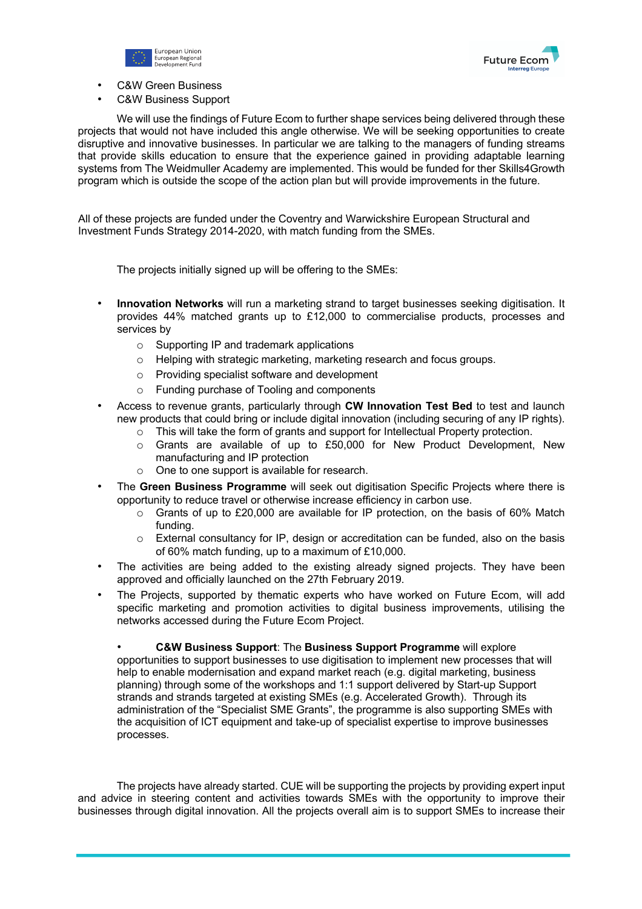- C&W Green Business
- C&W Business Support

We will use the findings of Future Ecom to further shape services being delivered through these projects that would not have included this angle otherwise. We will be seeking opportunities to create disruptive and innovative businesses. In particular we are talking to the managers of funding streams that provide skills education to ensure that the experience gained in providing adaptable learning systems from The Weidmuller Academy are implemented. This would be funded for ther Skills4Growth program which is outside the scope of the action plan but will provide improvements in the future.

All of these projects are funded under the Coventry and Warwickshire European Structural and Investment Funds Strategy 2014-2020, with match funding from the SMEs.

The projects initially signed up will be offering to the SMEs:

- **Innovation Networks** will run a marketing strand to target businesses seeking digitisation. It provides 44% matched grants up to £12,000 to commercialise products, processes and services by
  - Supporting IP and trademark applications
  - Helping with strategic marketing, marketing research and focus groups.
  - Providing specialist software and development
  - Funding purchase of Tooling and components
- Access to revenue grants, particularly through **CW Innovation Test Bed** to test and launch new products that could bring or include digital innovation (including securing of any IP rights).
  - This will take the form of grants and support for Intellectual Property protection.
  - Grants are available of up to £50,000 for New Product Development, New manufacturing and IP protection
  - One to one support is available for research.
- The **Green Business Programme** will seek out digitisation Specific Projects where there is opportunity to reduce travel or otherwise increase efficiency in carbon use.
  - Grants of up to £20,000 are available for IP protection, on the basis of 60% Match funding.
  - External consultancy for IP, design or accreditation can be funded, also on the basis of 60% match funding, up to a maximum of £10,000.
- The activities are being added to the existing already signed projects. They have been approved and officially launched on the 27th February 2019.
- The Projects, supported by thematic experts who have worked on Future Ecom, will add specific marketing and promotion activities to digital business improvements, utilising the networks accessed during the Future Ecom Project.

- **C&W Business Support**: The **Business Support Programme** will explore opportunities to support businesses to use digitisation to implement new processes that will help to enable modernisation and expand market reach (e.g. digital marketing, business planning) through some of the workshops and 1:1 support delivered by Start-up Support strands and strands targeted at existing SMEs (e.g. Accelerated Growth). Through its administration of the "Specialist SME Grants", the programme is also supporting SMEs with the acquisition of ICT equipment and take-up of specialist expertise to improve businesses processes.

The projects have already started. CUE will be supporting the projects by providing expert input and advice in steering content and activities towards SMEs with the opportunity to improve their businesses through digital innovation. All the projects overall aim is to support SMEs to increase their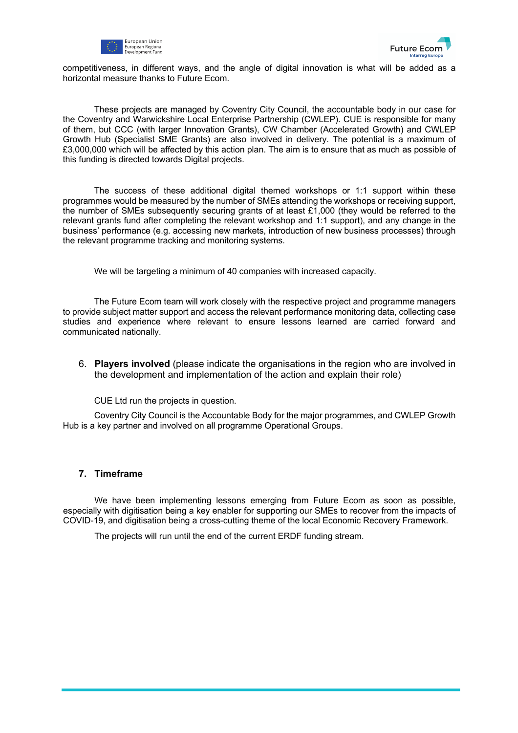competitiveness, in different ways, and the angle of digital innovation is what will be added as a horizontal measure thanks to Future Ecom.

These projects are managed by Coventry City Council, the accountable body in our case for the Coventry and Warwickshire Local Enterprise Partnership (CWLEP). CUE is responsible for many of them, but CCC (with larger Innovation Grants), CW Chamber (Accelerated Growth) and CWLEP Growth Hub (Specialist SME Grants) are also involved in delivery. The potential is a maximum of £3,000,000 which will be affected by this action plan. The aim is to ensure that as much as possible of this funding is directed towards Digital projects.

The success of these additional digital themed workshops or 1:1 support within these programmes would be measured by the number of SMEs attending the workshops or receiving support, the number of SMEs subsequently securing grants of at least £1,000 (they would be referred to the relevant grants fund after completing the relevant workshop and 1:1 support), and any change in the business' performance (e.g. accessing new markets, introduction of new business processes) through the relevant programme tracking and monitoring systems.

We will be targeting a minimum of 40 companies with increased capacity.

The Future Ecom team will work closely with the respective project and programme managers to provide subject matter support and access the relevant performance monitoring data, collecting case studies and experience where relevant to ensure lessons learned are carried forward and communicated nationally.

6. **Players involved** (please indicate the organisations in the region who are involved in the development and implementation of the action and explain their role)

CUE Ltd run the projects in question.

Coventry City Council is the Accountable Body for the major programmes, and CWLEP Growth Hub is a key partner and involved on all programme Operational Groups.

7. **Timeframe**

We have been implementing lessons emerging from Future Ecom as soon as possible, especially with digitisation being a key enabler for supporting our SMEs to recover from the impacts of COVID-19, and digitisation being a cross-cutting theme of the local Economic Recovery Framework.

The projects will run until the end of the current ERDF funding stream.